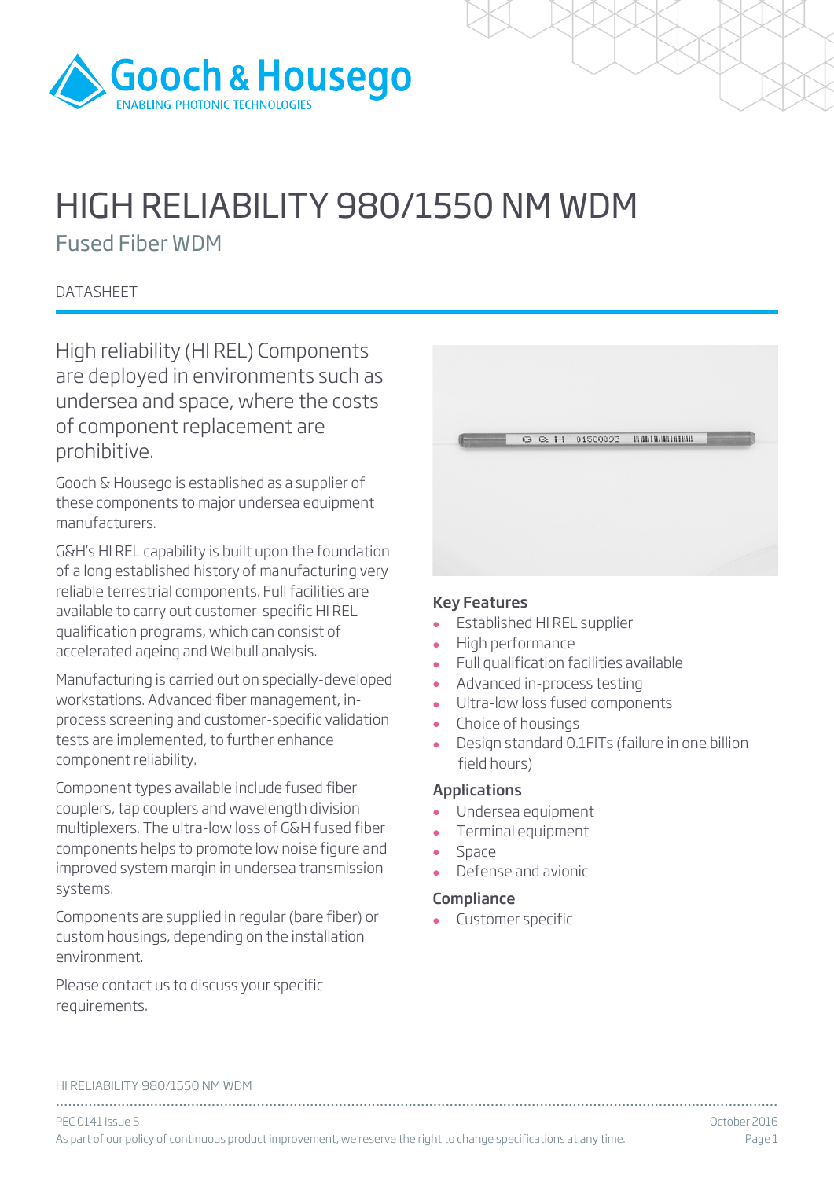# HIGH RELIABILITY 980/1550 NM WDM

## Fused Fiber WDM

DATASHEET

High reliability (HI REL) Components are deployed in environments such as undersea and space, where the costs of component replacement are prohibitive.

Gooch & Housego is established as a supplier of these components to major undersea equipment manufacturers.

G&H's HI REL capability is built upon the foundation of a long established history of manufacturing very reliable terrestrial components. Full facilities are available to carry out customer-specific HI REL qualification programs, which can consist of accelerated ageing and Weibull analysis.

Manufacturing is carried out on specially-developed workstations. Advanced fiber management, in-process screening and customer-specific validation tests are implemented, to further enhance component reliability.

Component types available include fused fiber couplers, tap couplers and wavelength division multiplexers. The ultra-low loss of G&H fused fiber components helps to promote low noise figure and improved system margin in undersea transmission systems.

Components are supplied in regular (bare fiber) or custom housings, depending on the installation environment.

Please contact us to discuss your specific requirements.

### Key Features

- Established HI REL supplier
- High performance
- Full qualification facilities available
- Advanced in-process testing
- Ultra-low loss fused components
- Choice of housings
- Design standard 0.1FITs (failure in one billion field hours)

### Applications

- Undersea equipment
- Terminal equipment
- Space
- Defense and avionic

### Compliance

- Customer specific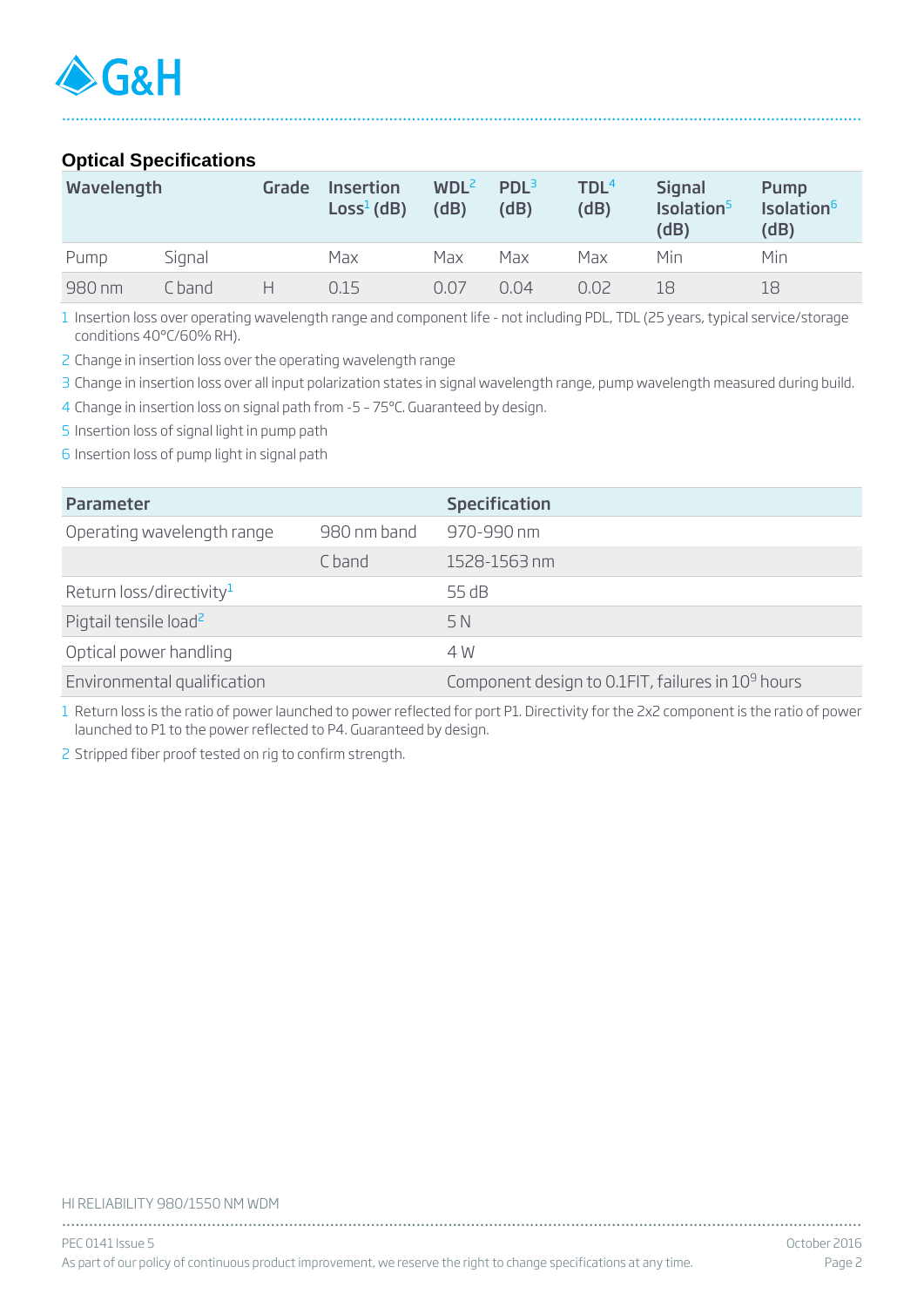## Optical Specifications

| Wavelength | | Grade | Insertion Loss[1] (dB) | WDL[2] (dB) | PDL[3] (dB) | TDL[4] (dB) | Signal Isolation[5] (dB) | Pump Isolation[6] (dB) |
|---|---|---|---|---|---|---|---|---|
| Pump | Signal | | Max | Max | Max | Max | Min | Min |
| 980 nm | C band | H | 0.15 | 0.07 | 0.04 | 0.02 | 18 | 18 |

1 Insertion loss over operating wavelength range and component life - not including PDL, TDL (25 years, typical service/storage conditions 40°C/60% RH).

2 Change in insertion loss over the operating wavelength range

3 Change in insertion loss over all input polarization states in signal wavelength range, pump wavelength measured during build.

4 Change in insertion loss on signal path from -5 – 75°C. Guaranteed by design.

5 Insertion loss of signal light in pump path

6 Insertion loss of pump light in signal path

| Parameter | | Specification |
|---|---|---|
| Operating wavelength range | 980 nm band | 970-990 nm |
| | C band | 1528-1563 nm |
| Return loss/directivity[1] | | 55 dB |
| Pigtail tensile load[2] | | 5 N |
| Optical power handling | | 4 W |
| Environmental qualification | | Component design to 0.1FIT, failures in $10^9$ hours |

1 Return loss is the ratio of power launched to power reflected for port P1. Directivity for the 2x2 component is the ratio of power launched to P1 to the power reflected to P4. Guaranteed by design.

2 Stripped fiber proof tested on rig to confirm strength.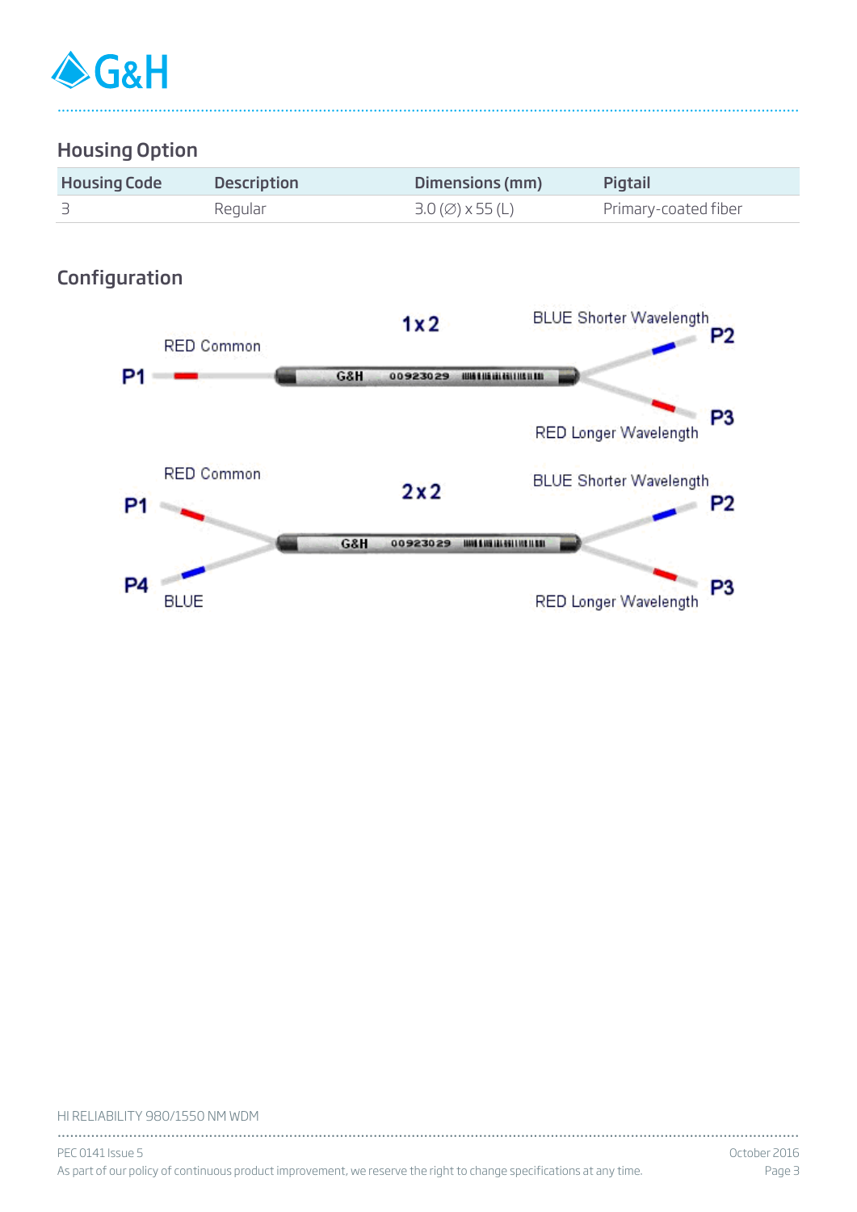## Housing Option

| Housing Code | Description | Dimensions (mm) | Pigtail |
|---|---|---|---|
| 3 | Regular | 3.0 (∅) x 55 (L) | Primary-coated fiber |

## Configuration

1x2

P1 — RED Common

P2 — BLUE Shorter Wavelength

P3 — RED Longer Wavelength

2x2

P1 — RED Common

P4 — BLUE

P2 — BLUE Shorter Wavelength

P3 — RED Longer Wavelength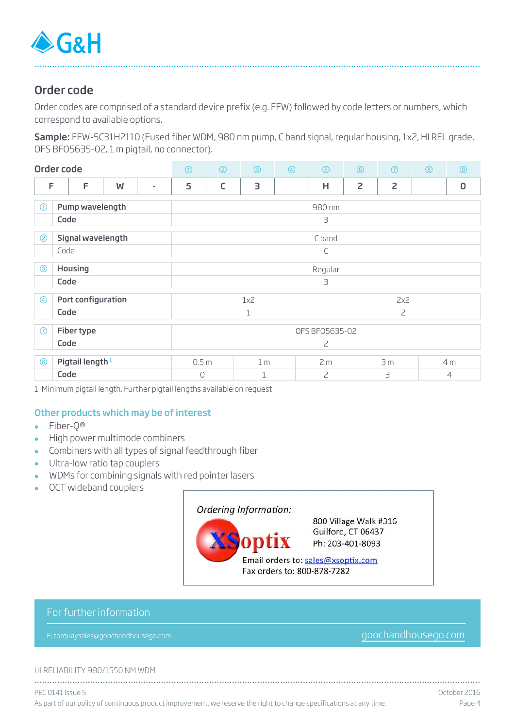## Order code

Order codes are comprised of a standard device prefix (e.g. FFW) followed by code letters or numbers, which correspond to available options.

**Sample:** FFW-5C31H2110 (Fused fiber WDM, 980 nm pump, C band signal, regular housing, 1x2, HI REL grade, OFS BF05635-02, 1 m pigtail, no connector).

| Order code | | | | ① | ② | ③ | ④ | ⑤ | ⑥ | ⑦ | ⑧ | ⑨ |
|---|---|---|---|---|---|---|---|---|---|---|---|---|
| F | F | W | - | 5 | C | 3 | | H | 2 | 2 | | 0 |

| | | | | | | |
|---|---|---|---|---|---|---|
| ① | **Pump wavelength** | 980 nm | | | | |
| | **Code** | 3 | | | | |
| ② | **Signal wavelength** | C band | | | | |
| | Code | C | | | | |
| ③ | **Housing** | Regular | | | | |
| | **Code** | 3 | | | | |
| ④ | **Port configuration** | 1x2 | | 2x2 | | |
| | **Code** | 1 | | 2 | | |
| ⑦ | **Fiber type** | OFS BF05635-02 | | | | |
| | **Code** | 2 | | | | |
| ⑧ | **Pigtail length**[1] | 0.5 m | 1 m | 2 m | 3 m | 4 m |
| | **Code** | 0 | 1 | 2 | 3 | 4 |

1 Minimum pigtail length. Further pigtail lengths available on request.

### Other products which may be of interest

- Fiber-Q®
- High power multimode combiners
- Combiners with all types of signal feedthrough fiber
- Ultra-low ratio tap couplers
- WDMs for combining signals with red pointer lasers
- OCT wideband couplers

*Ordering Information:*

XSoptix

800 Village Walk #316
Guilford, CT 06437
Ph: 203-401-8093

Email orders to: sales@xsoptix.com
Fax orders to: 800-878-7282

For further information

E: torquaysales@goochandhousego.com

goochandhousego.com

HI RELIABILITY 980/1550 NM WDM

PEC 0141 Issue 5 — October 2016

As part of our policy of continuous product improvement, we reserve the right to change specifications at any time.